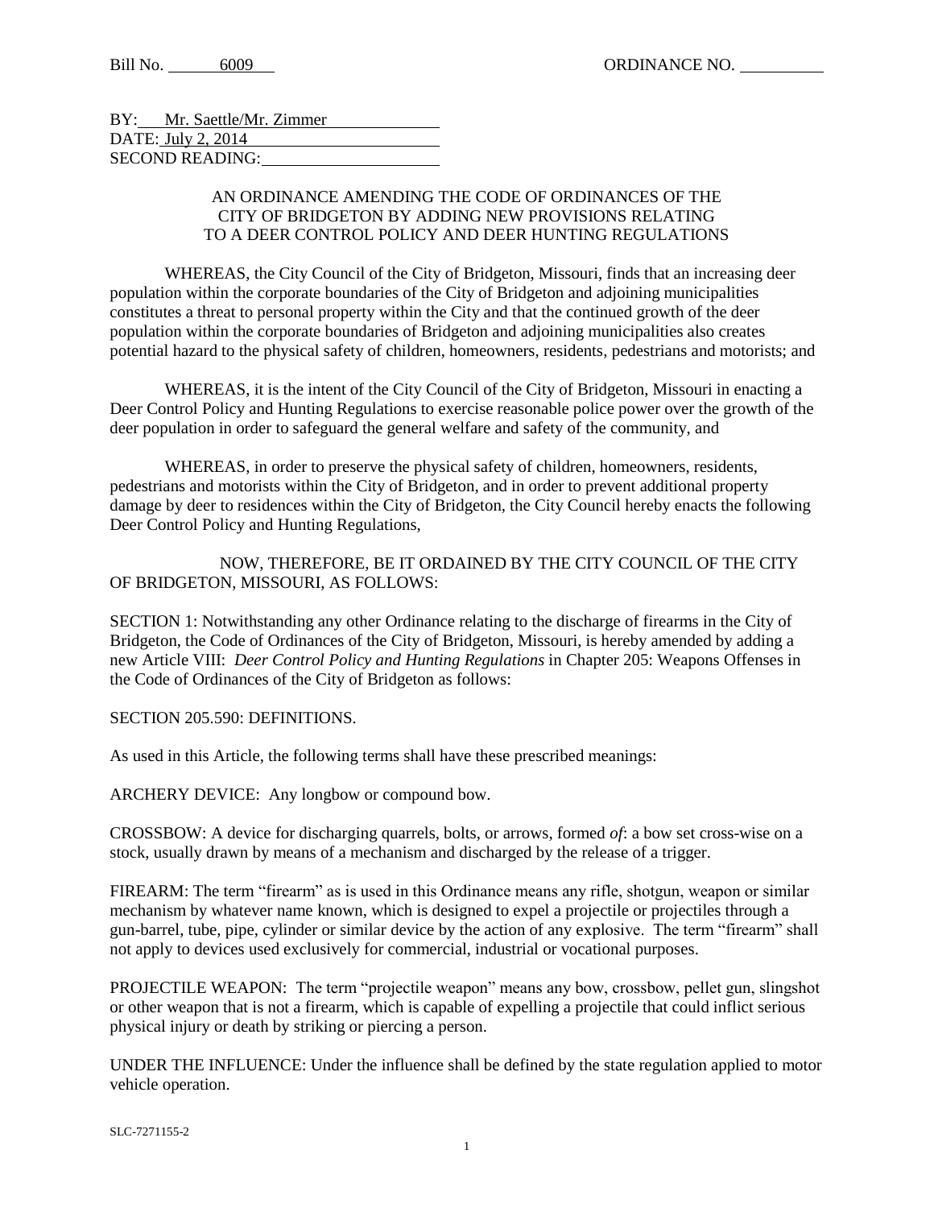Bill No. 6009 ORDINANCE NO. __________

BY: Mr. Saettle/Mr. Zimmer
DATE: July 2, 2014
SECOND READING: __________

AN ORDINANCE AMENDING THE CODE OF ORDINANCES OF THE CITY OF BRIDGETON BY ADDING NEW PROVISIONS RELATING TO A DEER CONTROL POLICY AND DEER HUNTING REGULATIONS

WHEREAS, the City Council of the City of Bridgeton, Missouri, finds that an increasing deer population within the corporate boundaries of the City of Bridgeton and adjoining municipalities constitutes a threat to personal property within the City and that the continued growth of the deer population within the corporate boundaries of Bridgeton and adjoining municipalities also creates potential hazard to the physical safety of children, homeowners, residents, pedestrians and motorists; and

WHEREAS, it is the intent of the City Council of the City of Bridgeton, Missouri in enacting a Deer Control Policy and Hunting Regulations to exercise reasonable police power over the growth of the deer population in order to safeguard the general welfare and safety of the community, and

WHEREAS, in order to preserve the physical safety of children, homeowners, residents, pedestrians and motorists within the City of Bridgeton, and in order to prevent additional property damage by deer to residences within the City of Bridgeton, the City Council hereby enacts the following Deer Control Policy and Hunting Regulations,

NOW, THEREFORE, BE IT ORDAINED BY THE CITY COUNCIL OF THE CITY OF BRIDGETON, MISSOURI, AS FOLLOWS:

SECTION 1: Notwithstanding any other Ordinance relating to the discharge of firearms in the City of Bridgeton, the Code of Ordinances of the City of Bridgeton, Missouri, is hereby amended by adding a new Article VIII: *Deer Control Policy and Hunting Regulations* in Chapter 205: Weapons Offenses in the Code of Ordinances of the City of Bridgeton as follows:

SECTION 205.590: DEFINITIONS.

As used in this Article, the following terms shall have these prescribed meanings:

ARCHERY DEVICE: Any longbow or compound bow.

CROSSBOW: A device for discharging quarrels, bolts, or arrows, formed *of*: a bow set cross-wise on a stock, usually drawn by means of a mechanism and discharged by the release of a trigger.

FIREARM: The term "firearm" as is used in this Ordinance means any rifle, shotgun, weapon or similar mechanism by whatever name known, which is designed to expel a projectile or projectiles through a gun-barrel, tube, pipe, cylinder or similar device by the action of any explosive. The term "firearm" shall not apply to devices used exclusively for commercial, industrial or vocational purposes.

PROJECTILE WEAPON: The term "projectile weapon" means any bow, crossbow, pellet gun, slingshot or other weapon that is not a firearm, which is capable of expelling a projectile that could inflict serious physical injury or death by striking or piercing a person.

UNDER THE INFLUENCE: Under the influence shall be defined by the state regulation applied to motor vehicle operation.

SLC-7271155-2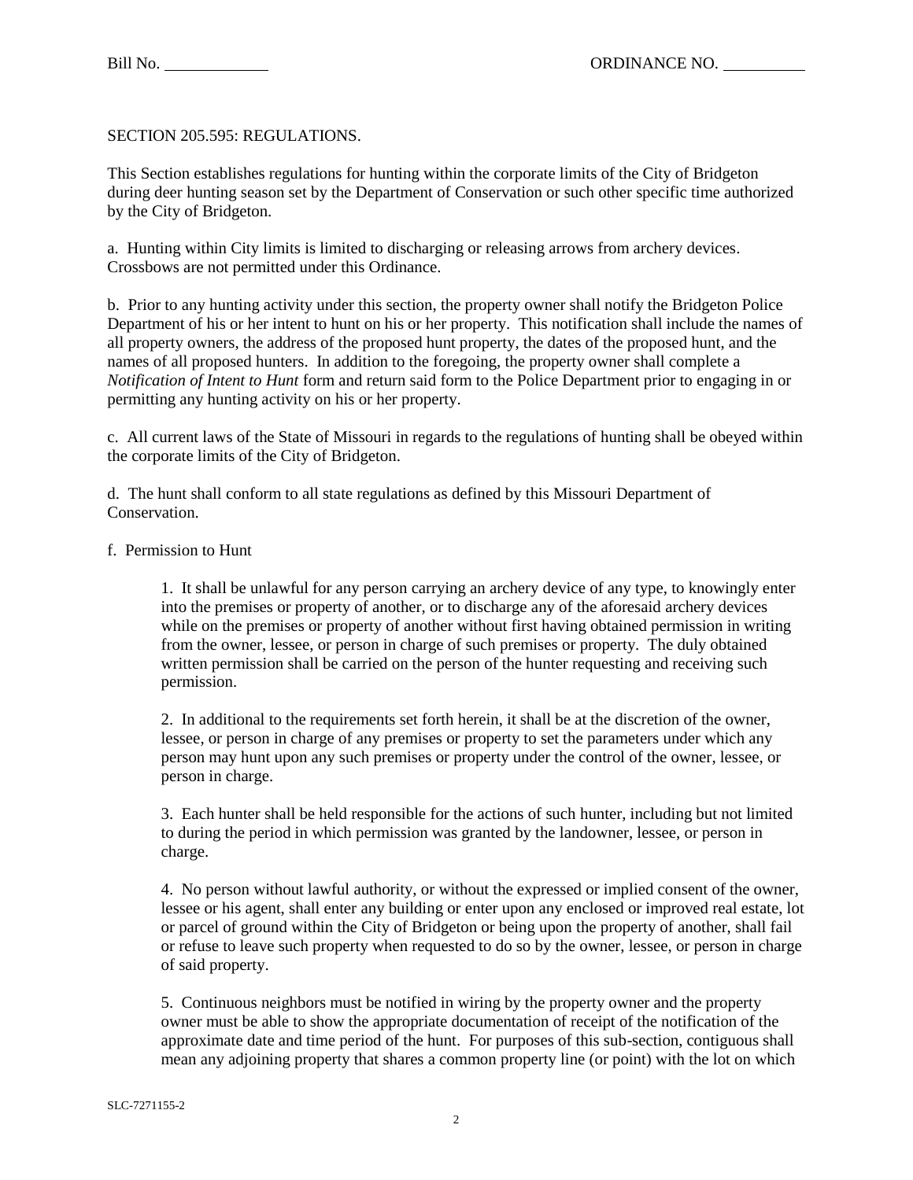Bill No. ____________ ORDINANCE NO. __________

SECTION 205.595: REGULATIONS.

This Section establishes regulations for hunting within the corporate limits of the City of Bridgeton during deer hunting season set by the Department of Conservation or such other specific time authorized by the City of Bridgeton.

a. Hunting within City limits is limited to discharging or releasing arrows from archery devices. Crossbows are not permitted under this Ordinance.

b. Prior to any hunting activity under this section, the property owner shall notify the Bridgeton Police Department of his or her intent to hunt on his or her property. This notification shall include the names of all property owners, the address of the proposed hunt property, the dates of the proposed hunt, and the names of all proposed hunters. In addition to the foregoing, the property owner shall complete a *Notification of Intent to Hunt* form and return said form to the Police Department prior to engaging in or permitting any hunting activity on his or her property.

c. All current laws of the State of Missouri in regards to the regulations of hunting shall be obeyed within the corporate limits of the City of Bridgeton.

d. The hunt shall conform to all state regulations as defined by this Missouri Department of Conservation.

f. Permission to Hunt

> 1. It shall be unlawful for any person carrying an archery device of any type, to knowingly enter into the premises or property of another, or to discharge any of the aforesaid archery devices while on the premises or property of another without first having obtained permission in writing from the owner, lessee, or person in charge of such premises or property. The duly obtained written permission shall be carried on the person of the hunter requesting and receiving such permission.
>
> 2. In additional to the requirements set forth herein, it shall be at the discretion of the owner, lessee, or person in charge of any premises or property to set the parameters under which any person may hunt upon any such premises or property under the control of the owner, lessee, or person in charge.
>
> 3. Each hunter shall be held responsible for the actions of such hunter, including but not limited to during the period in which permission was granted by the landowner, lessee, or person in charge.
>
> 4. No person without lawful authority, or without the expressed or implied consent of the owner, lessee or his agent, shall enter any building or enter upon any enclosed or improved real estate, lot or parcel of ground within the City of Bridgeton or being upon the property of another, shall fail or refuse to leave such property when requested to do so by the owner, lessee, or person in charge of said property.
>
> 5. Continuous neighbors must be notified in wiring by the property owner and the property owner must be able to show the appropriate documentation of receipt of the notification of the approximate date and time period of the hunt. For purposes of this sub-section, contiguous shall mean any adjoining property that shares a common property line (or point) with the lot on which

SLC-7271155-2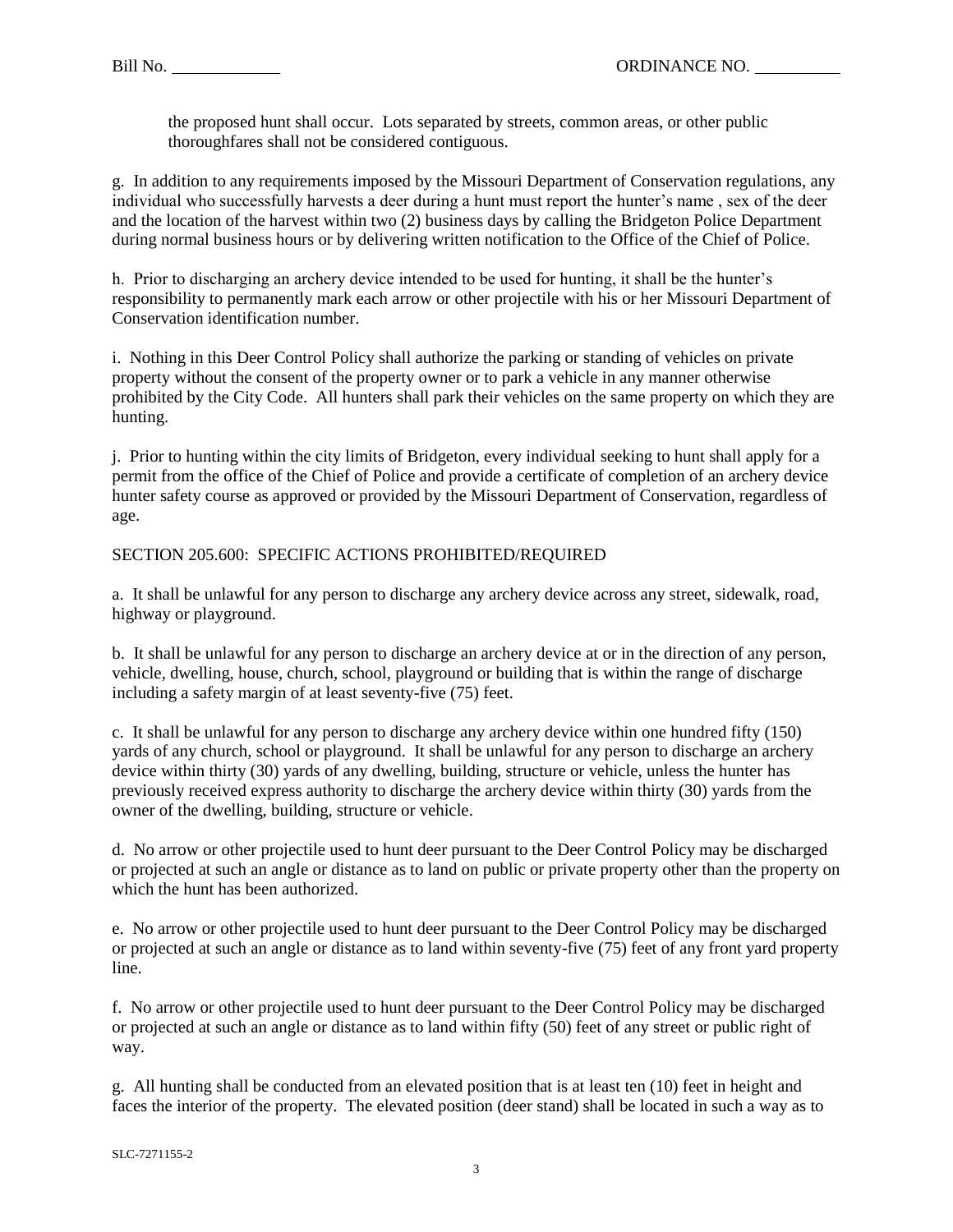the proposed hunt shall occur. Lots separated by streets, common areas, or other public thoroughfares shall not be considered contiguous.

g. In addition to any requirements imposed by the Missouri Department of Conservation regulations, any individual who successfully harvests a deer during a hunt must report the hunter's name , sex of the deer and the location of the harvest within two (2) business days by calling the Bridgeton Police Department during normal business hours or by delivering written notification to the Office of the Chief of Police.

h. Prior to discharging an archery device intended to be used for hunting, it shall be the hunter's responsibility to permanently mark each arrow or other projectile with his or her Missouri Department of Conservation identification number.

i. Nothing in this Deer Control Policy shall authorize the parking or standing of vehicles on private property without the consent of the property owner or to park a vehicle in any manner otherwise prohibited by the City Code. All hunters shall park their vehicles on the same property on which they are hunting.

j. Prior to hunting within the city limits of Bridgeton, every individual seeking to hunt shall apply for a permit from the office of the Chief of Police and provide a certificate of completion of an archery device hunter safety course as approved or provided by the Missouri Department of Conservation, regardless of age.

SECTION 205.600: SPECIFIC ACTIONS PROHIBITED/REQUIRED

a. It shall be unlawful for any person to discharge any archery device across any street, sidewalk, road, highway or playground.

b. It shall be unlawful for any person to discharge an archery device at or in the direction of any person, vehicle, dwelling, house, church, school, playground or building that is within the range of discharge including a safety margin of at least seventy-five (75) feet.

c. It shall be unlawful for any person to discharge any archery device within one hundred fifty (150) yards of any church, school or playground. It shall be unlawful for any person to discharge an archery device within thirty (30) yards of any dwelling, building, structure or vehicle, unless the hunter has previously received express authority to discharge the archery device within thirty (30) yards from the owner of the dwelling, building, structure or vehicle.

d. No arrow or other projectile used to hunt deer pursuant to the Deer Control Policy may be discharged or projected at such an angle or distance as to land on public or private property other than the property on which the hunt has been authorized.

e. No arrow or other projectile used to hunt deer pursuant to the Deer Control Policy may be discharged or projected at such an angle or distance as to land within seventy-five (75) feet of any front yard property line.

f. No arrow or other projectile used to hunt deer pursuant to the Deer Control Policy may be discharged or projected at such an angle or distance as to land within fifty (50) feet of any street or public right of way.

g. All hunting shall be conducted from an elevated position that is at least ten (10) feet in height and faces the interior of the property. The elevated position (deer stand) shall be located in such a way as to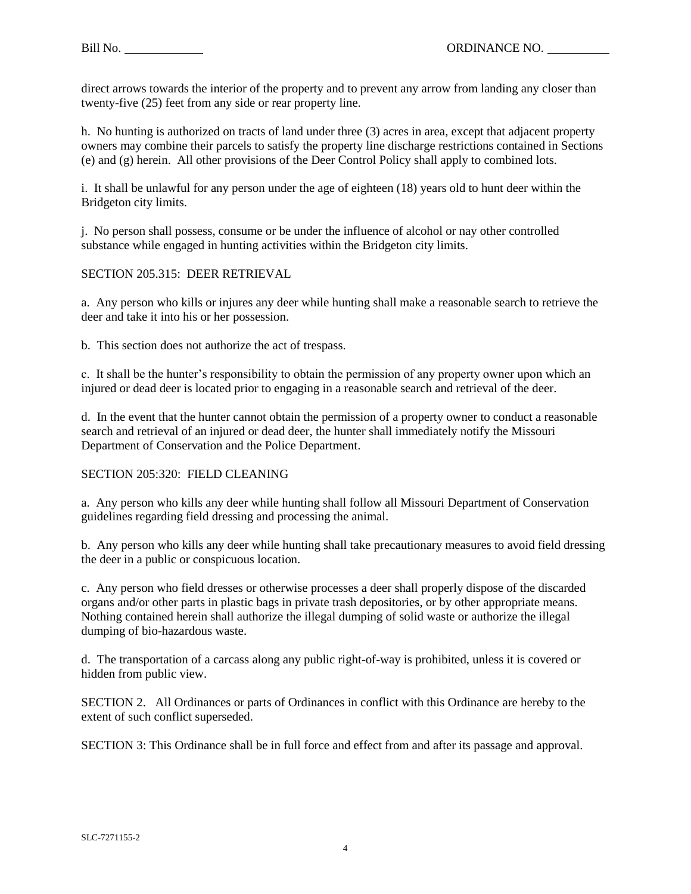direct arrows towards the interior of the property and to prevent any arrow from landing any closer than twenty-five (25) feet from any side or rear property line.

h. No hunting is authorized on tracts of land under three (3) acres in area, except that adjacent property owners may combine their parcels to satisfy the property line discharge restrictions contained in Sections (e) and (g) herein. All other provisions of the Deer Control Policy shall apply to combined lots.

i. It shall be unlawful for any person under the age of eighteen (18) years old to hunt deer within the Bridgeton city limits.

j. No person shall possess, consume or be under the influence of alcohol or nay other controlled substance while engaged in hunting activities within the Bridgeton city limits.

SECTION 205.315: DEER RETRIEVAL

a. Any person who kills or injures any deer while hunting shall make a reasonable search to retrieve the deer and take it into his or her possession.

b. This section does not authorize the act of trespass.

c. It shall be the hunter's responsibility to obtain the permission of any property owner upon which an injured or dead deer is located prior to engaging in a reasonable search and retrieval of the deer.

d. In the event that the hunter cannot obtain the permission of a property owner to conduct a reasonable search and retrieval of an injured or dead deer, the hunter shall immediately notify the Missouri Department of Conservation and the Police Department.

SECTION 205:320: FIELD CLEANING

a. Any person who kills any deer while hunting shall follow all Missouri Department of Conservation guidelines regarding field dressing and processing the animal.

b. Any person who kills any deer while hunting shall take precautionary measures to avoid field dressing the deer in a public or conspicuous location.

c. Any person who field dresses or otherwise processes a deer shall properly dispose of the discarded organs and/or other parts in plastic bags in private trash depositories, or by other appropriate means. Nothing contained herein shall authorize the illegal dumping of solid waste or authorize the illegal dumping of bio-hazardous waste.

d. The transportation of a carcass along any public right-of-way is prohibited, unless it is covered or hidden from public view.

SECTION 2. All Ordinances or parts of Ordinances in conflict with this Ordinance are hereby to the extent of such conflict superseded.

SECTION 3: This Ordinance shall be in full force and effect from and after its passage and approval.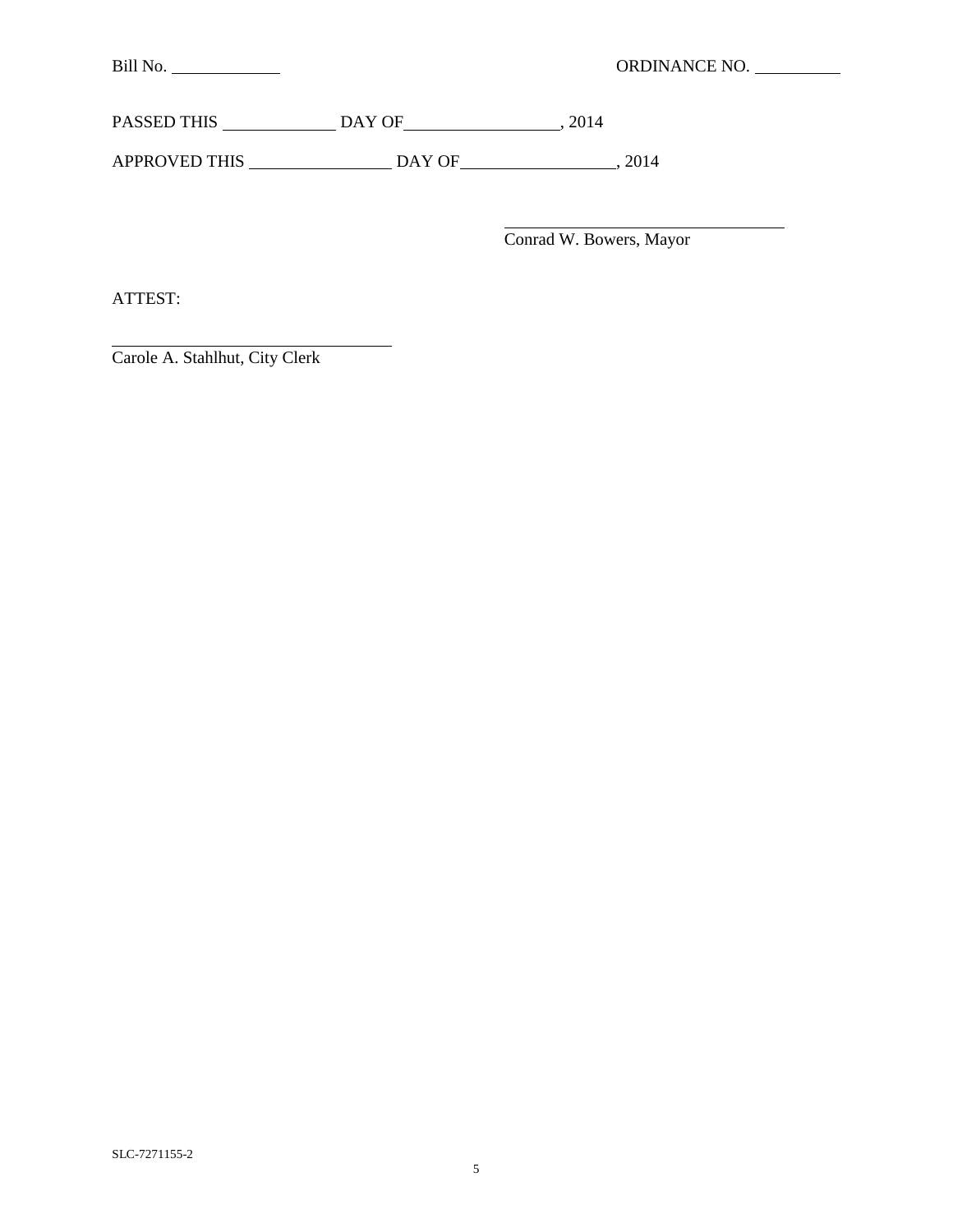Bill No. \_\_\_\_\_\_\_\_\_\_\_\_ ORDINANCE NO. \_\_\_\_\_\_\_\_\_\_

PASSED THIS \_\_\_\_\_\_\_\_\_\_\_\_\_ DAY OF \_\_\_\_\_\_\_\_\_\_\_\_\_\_\_\_\_\_, 2014

APPROVED THIS \_\_\_\_\_\_\_\_\_\_\_\_\_\_\_\_\_ DAY OF \_\_\_\_\_\_\_\_\_\_\_\_\_\_\_\_\_\_\_, 2014

\_\_\_\_\_\_\_\_\_\_\_\_\_\_\_\_\_\_\_\_\_\_\_\_\_\_\_\_\_\_\_\_\_\_
Conrad W. Bowers, Mayor

ATTEST:

\_\_\_\_\_\_\_\_\_\_\_\_\_\_\_\_\_\_\_\_\_\_\_\_\_\_\_\_\_\_\_\_\_\_
Carole A. Stahlhut, City Clerk

SLC-7271155-2